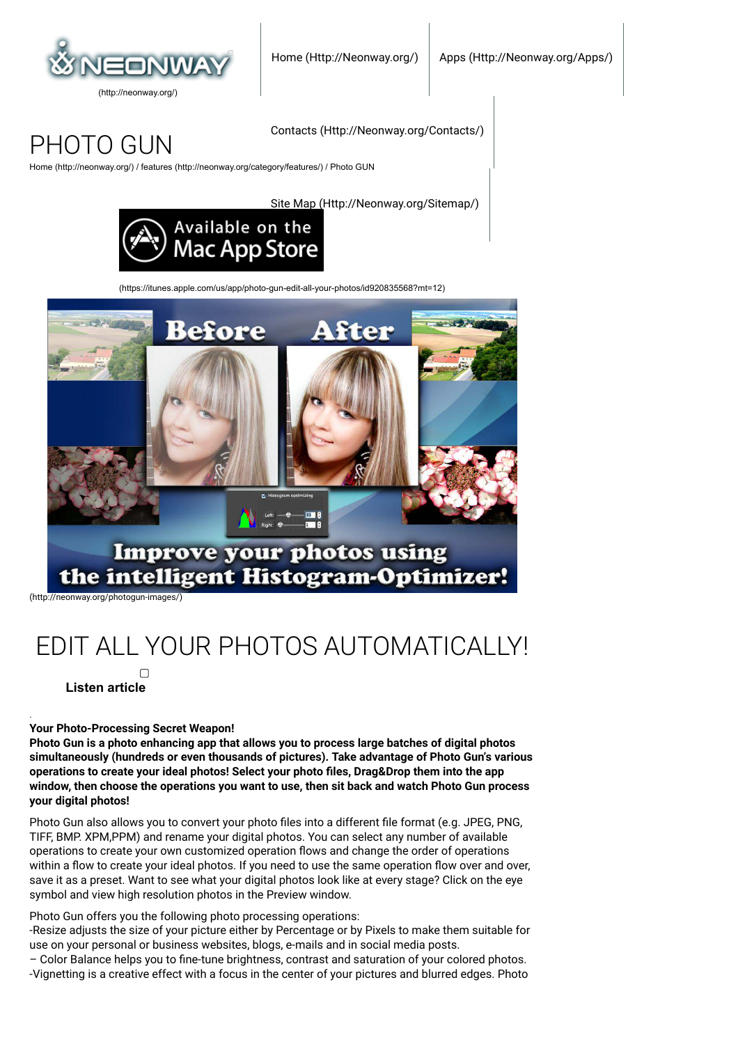(http://neonway.org/)

Home (Http://Neonway.org/)

Apps (Http://Neonway.org/Apps/)

Contacts (Http://Neonway.org/Contacts/)

Site Map (Http://Neonway.org/Sitemap/)

# PHOTO GUN

Home (http://neonway.org/) / features (http://neonway.org/category/features/) / Photo GUN

(https://itunes.apple.com/us/app/photo-gun-edit-all-your-photos/id920835568?mt=12)

(http://neonway.org/photogun-images/)

# EDIT ALL YOUR PHOTOS AUTOMATICALLY!

**Listen article**

**Your Photo-Processing Secret Weapon!**
**Photo Gun is a photo enhancing app that allows you to process large batches of digital photos simultaneously (hundreds or even thousands of pictures). Take advantage of Photo Gun's various operations to create your ideal photos! Select your photo files, Drag&Drop them into the app window, then choose the operations you want to use, then sit back and watch Photo Gun process your digital photos!**

Photo Gun also allows you to convert your photo files into a different file format (e.g. JPEG, PNG, TIFF, BMP. XPM,PPM) and rename your digital photos. You can select any number of available operations to create your own customized operation flows and change the order of operations within a flow to create your ideal photos. If you need to use the same operation flow over and over, save it as a preset. Want to see what your digital photos look like at every stage? Click on the eye symbol and view high resolution photos in the Preview window.

Photo Gun offers you the following photo processing operations:
-Resize adjusts the size of your picture either by Percentage or by Pixels to make them suitable for use on your personal or business websites, blogs, e-mails and in social media posts.
– Color Balance helps you to fine-tune brightness, contrast and saturation of your colored photos.
-Vignetting is a creative effect with a focus in the center of your pictures and blurred edges. Photo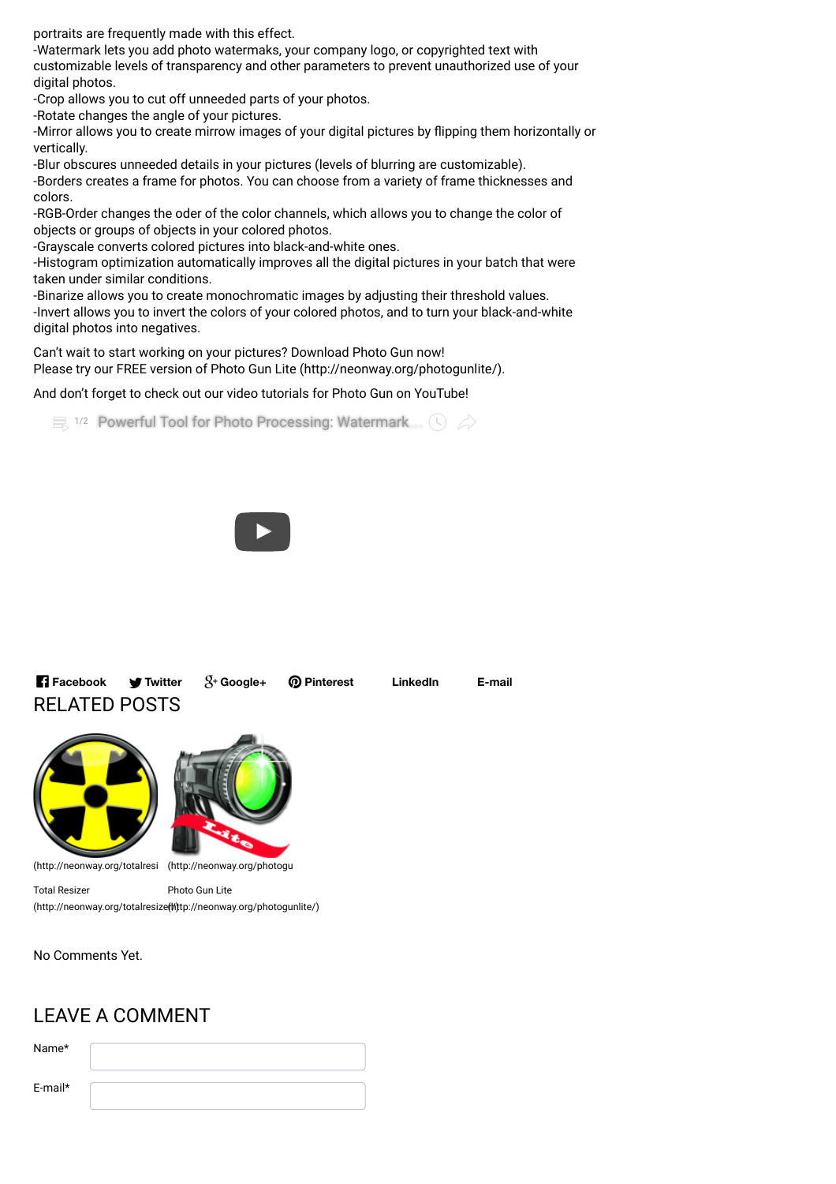portraits are frequently made with this effect.

-Watermark lets you add photo watermaks, your company logo, or copyrighted text with customizable levels of transparency and other parameters to prevent unauthorized use of your digital photos.

-Crop allows you to cut off unneeded parts of your photos.

-Rotate changes the angle of your pictures.

-Mirror allows you to create mirrow images of your digital pictures by flipping them horizontally or vertically.

-Blur obscures unneeded details in your pictures (levels of blurring are customizable).

-Borders creates a frame for photos. You can choose from a variety of frame thicknesses and colors.

-RGB-Order changes the oder of the color channels, which allows you to change the color of objects or groups of objects in your colored photos.

-Grayscale converts colored pictures into black-and-white ones.

-Histogram optimization automatically improves all the digital pictures in your batch that were taken under similar conditions.

-Binarize allows you to create monochromatic images by adjusting their threshold values.

-Invert allows you to invert the colors of your colored photos, and to turn your black-and-white digital photos into negatives.

Can't wait to start working on your pictures? Download Photo Gun now!
Please try our FREE version of Photo Gun Lite (http://neonway.org/photogunlite/).

And don't forget to check out our video tutorials for Photo Gun on YouTube!

1/2 Powerful Tool for Photo Processing: Watermark...

**Facebook** **Twitter** **Google+** **Pinterest** **LinkedIn** **E-mail**

## RELATED POSTS

(http://neonway.org/totalresi (http://neonway.org/photogu

Total Resizer (http://neonway.org/totalresizer/)

Photo Gun Lite (http://neonway.org/photogunlite/)

No Comments Yet.

## LEAVE A COMMENT

Name*

E-mail*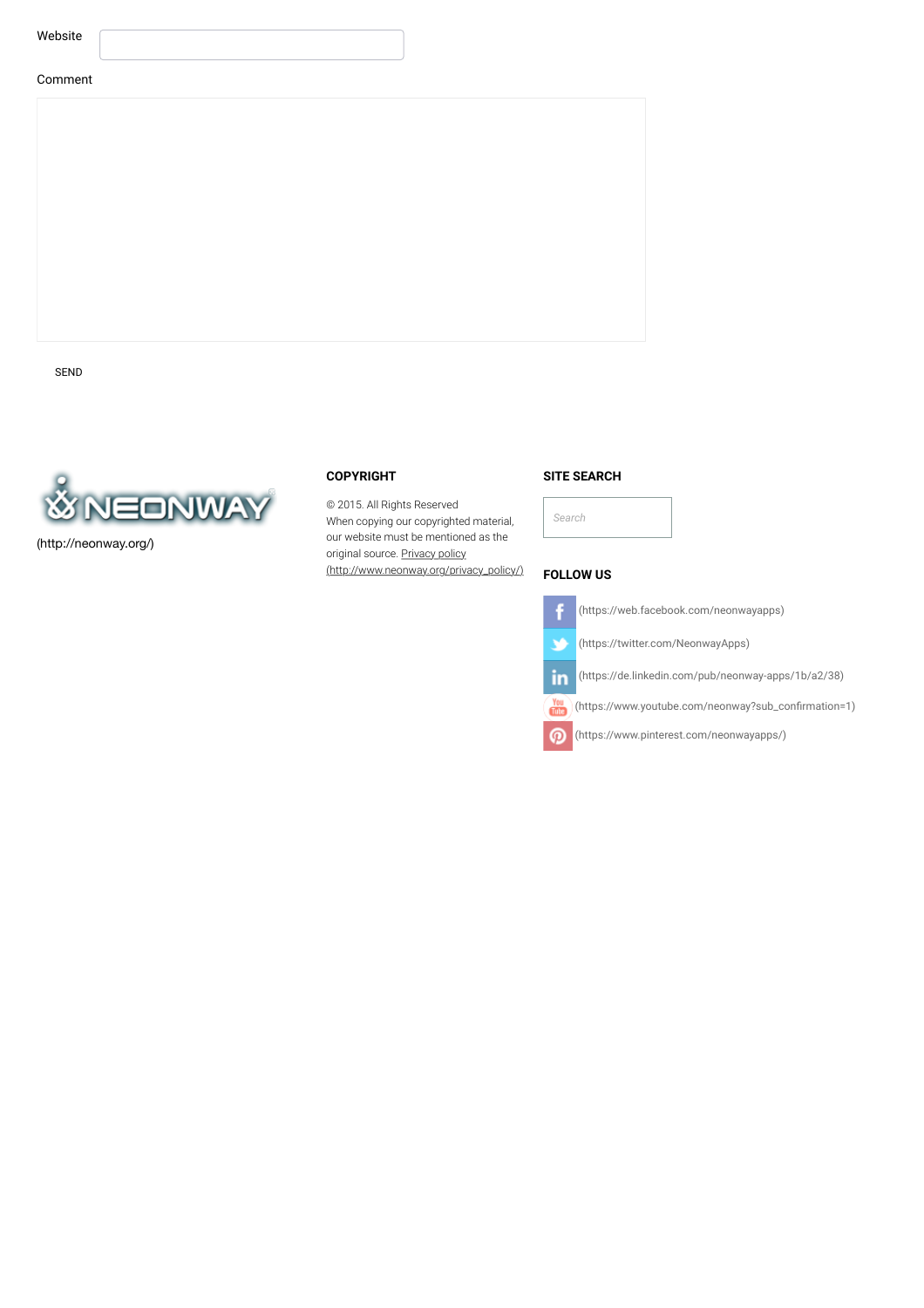Website

Comment

SEND

(http://neonway.org/)

**COPYRIGHT**

© 2015. All Rights Reserved
When copying our copyrighted material, our website must be mentioned as the original source. Privacy policy (http://www.neonway.org/privacy_policy/)

**SITE SEARCH**

Search

**FOLLOW US**

(https://web.facebook.com/neonwayapps)

(https://twitter.com/NeonwayApps)

(https://de.linkedin.com/pub/neonway-apps/1b/a2/38)

(https://www.youtube.com/neonway?sub_confirmation=1)

(https://www.pinterest.com/neonwayapps/)